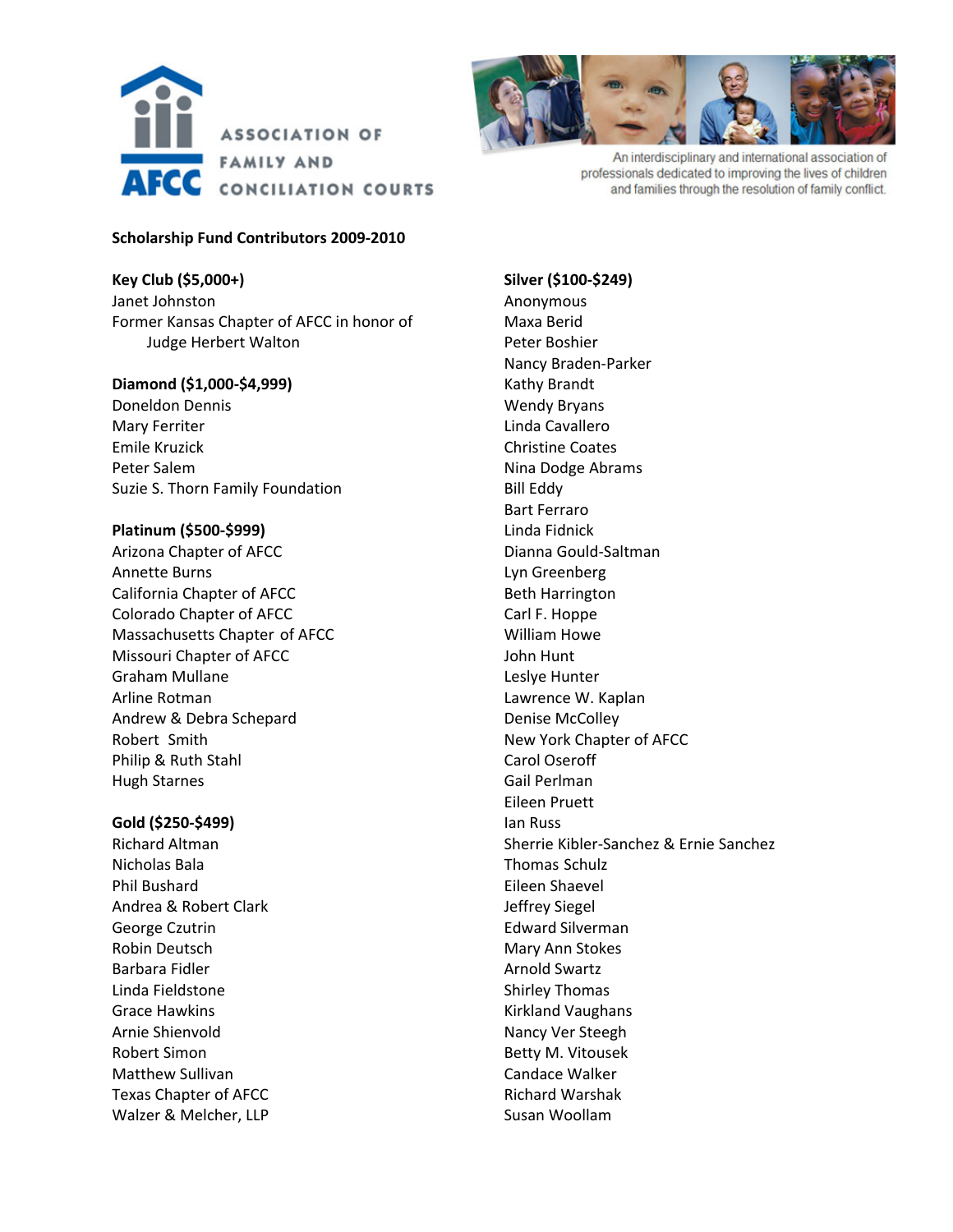ASSOCIATION OF FAMILY AND CONCILIATION COURTS

AFCC

An interdisciplinary and international association of professionals dedicated to improving the lives of children and families through the resolution of family conflict.

**Scholarship Fund Contributors 2009-2010**

**Key Club ($5,000+)**

Janet Johnston
Former Kansas Chapter of AFCC in honor of
Judge Herbert Walton

**Diamond ($1,000-$4,999)**

Doneldon Dennis
Mary Ferriter
Emile Kruzick
Peter Salem
Suzie S. Thorn Family Foundation

**Platinum ($500-$999)**

Arizona Chapter of AFCC
Annette Burns
California Chapter of AFCC
Colorado Chapter of AFCC
Massachusetts Chapter of AFCC
Missouri Chapter of AFCC
Graham Mullane
Arline Rotman
Andrew & Debra Schepard
Robert Smith
Philip & Ruth Stahl
Hugh Starnes

**Gold ($250-$499)**

Richard Altman
Nicholas Bala
Phil Bushard
Andrea & Robert Clark
George Czutrin
Robin Deutsch
Barbara Fidler
Linda Fieldstone
Grace Hawkins
Arnie Shienvold
Robert Simon
Matthew Sullivan
Texas Chapter of AFCC
Walzer & Melcher, LLP

**Silver ($100-$249)**

Anonymous
Maxa Berid
Peter Boshier
Nancy Braden-Parker
Kathy Brandt
Wendy Bryans
Linda Cavallero
Christine Coates
Nina Dodge Abrams
Bill Eddy
Bart Ferraro
Linda Fidnick
Dianna Gould-Saltman
Lyn Greenberg
Beth Harrington
Carl F. Hoppe
William Howe
John Hunt
Leslye Hunter
Lawrence W. Kaplan
Denise McColley
New York Chapter of AFCC
Carol Oseroff
Gail Perlman
Eileen Pruett
Ian Russ
Sherrie Kibler-Sanchez & Ernie Sanchez
Thomas Schulz
Eileen Shaevel
Jeffrey Siegel
Edward Silverman
Mary Ann Stokes
Arnold Swartz
Shirley Thomas
Kirkland Vaughans
Nancy Ver Steegh
Betty M. Vitousek
Candace Walker
Richard Warshak
Susan Woollam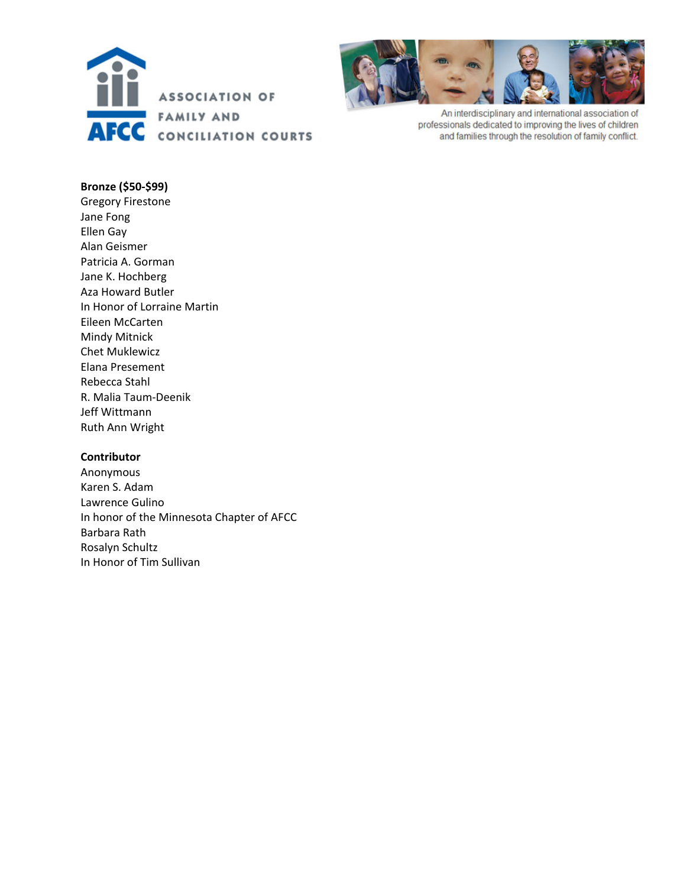**Bronze ($50-$99)**
Gregory Firestone
Jane Fong
Ellen Gay
Alan Geismer
Patricia A. Gorman
Jane K. Hochberg
Aza Howard Butler
In Honor of Lorraine Martin
Eileen McCarten
Mindy Mitnick
Chet Muklewicz
Elana Presement
Rebecca Stahl
R. Malia Taum-Deenik
Jeff Wittmann
Ruth Ann Wright

**Contributor**
Anonymous
Karen S. Adam
Lawrence Gulino
In honor of the Minnesota Chapter of AFCC
Barbara Rath
Rosalyn Schultz
In Honor of Tim Sullivan